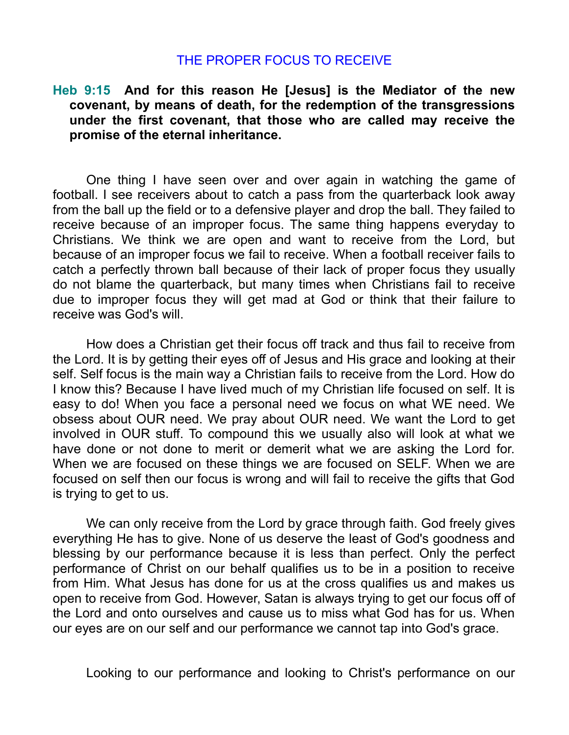# THE PROPER FOCUS TO RECEIVE

**Heb 9:15 And for this reason He [Jesus] is the Mediator of the new covenant, by means of death, for the redemption of the transgressions under the first covenant, that those who are called may receive the promise of the eternal inheritance.**

One thing I have seen over and over again in watching the game of football. I see receivers about to catch a pass from the quarterback look away from the ball up the field or to a defensive player and drop the ball. They failed to receive because of an improper focus. The same thing happens everyday to Christians. We think we are open and want to receive from the Lord, but because of an improper focus we fail to receive. When a football receiver fails to catch a perfectly thrown ball because of their lack of proper focus they usually do not blame the quarterback, but many times when Christians fail to receive due to improper focus they will get mad at God or think that their failure to receive was God's will.

How does a Christian get their focus off track and thus fail to receive from the Lord. It is by getting their eyes off of Jesus and His grace and looking at their self. Self focus is the main way a Christian fails to receive from the Lord. How do I know this? Because I have lived much of my Christian life focused on self. It is easy to do! When you face a personal need we focus on what WE need. We obsess about OUR need. We pray about OUR need. We want the Lord to get involved in OUR stuff. To compound this we usually also will look at what we have done or not done to merit or demerit what we are asking the Lord for. When we are focused on these things we are focused on SELF. When we are focused on self then our focus is wrong and will fail to receive the gifts that God is trying to get to us.

We can only receive from the Lord by grace through faith. God freely gives everything He has to give. None of us deserve the least of God's goodness and blessing by our performance because it is less than perfect. Only the perfect performance of Christ on our behalf qualifies us to be in a position to receive from Him. What Jesus has done for us at the cross qualifies us and makes us open to receive from God. However, Satan is always trying to get our focus off of the Lord and onto ourselves and cause us to miss what God has for us. When our eyes are on our self and our performance we cannot tap into God's grace.

Looking to our performance and looking to Christ's performance on our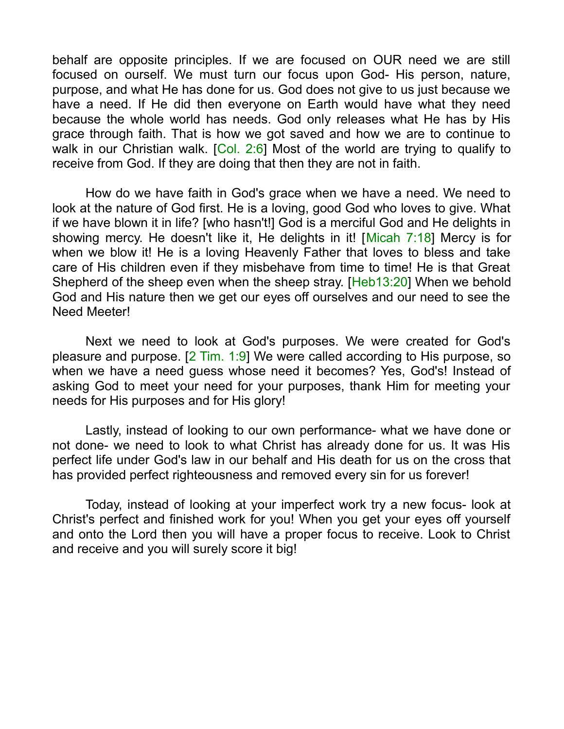behalf are opposite principles. If we are focused on OUR need we are still focused on ourself. We must turn our focus upon God- His person, nature, purpose, and what He has done for us. God does not give to us just because we have a need. If He did then everyone on Earth would have what they need because the whole world has needs. God only releases what He has by His grace through faith. That is how we got saved and how we are to continue to walk in our Christian walk. [Col. 2:6] Most of the world are trying to qualify to receive from God. If they are doing that then they are not in faith.

How do we have faith in God's grace when we have a need. We need to look at the nature of God first. He is a loving, good God who loves to give. What if we have blown it in life? [who hasn't!] God is a merciful God and He delights in showing mercy. He doesn't like it, He delights in it! [Micah 7:18] Mercy is for when we blow it! He is a loving Heavenly Father that loves to bless and take care of His children even if they misbehave from time to time! He is that Great Shepherd of the sheep even when the sheep stray. [Heb13:20] When we behold God and His nature then we get our eyes off ourselves and our need to see the Need Meeter!

Next we need to look at God's purposes. We were created for God's pleasure and purpose. [2 Tim. 1:9] We were called according to His purpose, so when we have a need guess whose need it becomes? Yes, God's! Instead of asking God to meet your need for your purposes, thank Him for meeting your needs for His purposes and for His glory!

Lastly, instead of looking to our own performance- what we have done or not done- we need to look to what Christ has already done for us. It was His perfect life under God's law in our behalf and His death for us on the cross that has provided perfect righteousness and removed every sin for us forever!

Today, instead of looking at your imperfect work try a new focus- look at Christ's perfect and finished work for you! When you get your eyes off yourself and onto the Lord then you will have a proper focus to receive. Look to Christ and receive and you will surely score it big!